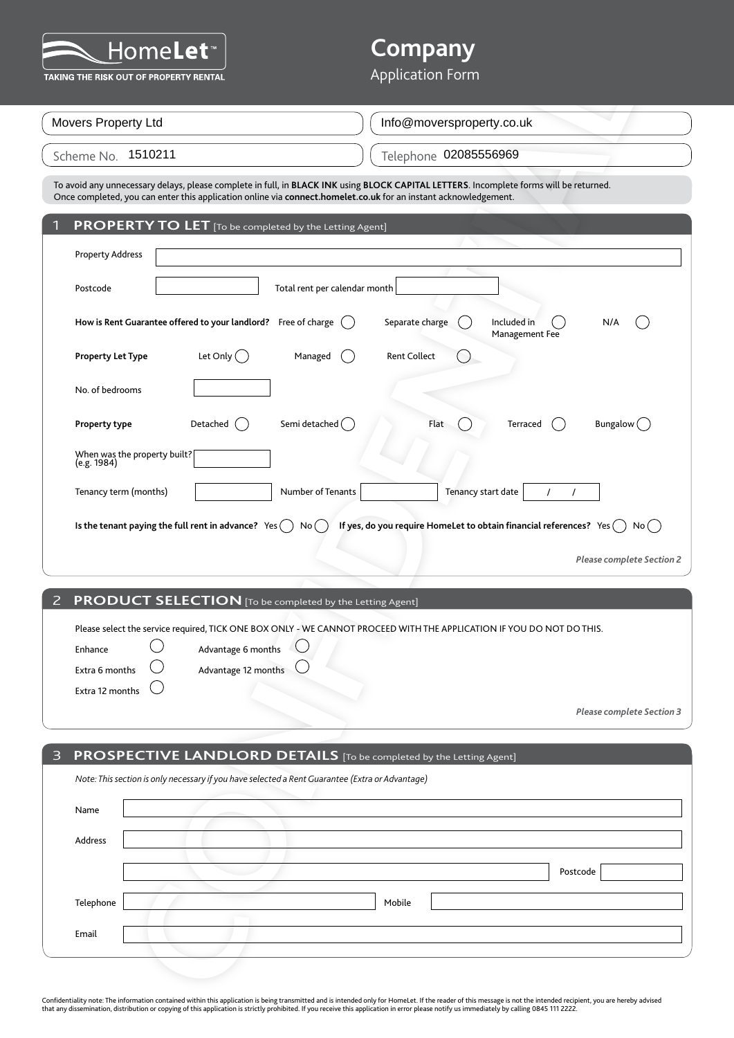# HomeLet™

TAKING THE RISK OUT OF PROPERTY RENTAL

## Company Application Form

Movers Property Ltd

Info@moversproperty.co.uk

Scheme No. 1510211

Telephone 02085556969

To avoid any unnecessary delays, please complete in full, in **BLACK INK** using **BLOCK CAPITAL LETTERS**. Incomplete forms will be returned. Once completed, you can enter this application online via **connect.homelet.co.uk** for an instant acknowledgement.

## 1 PROPERTY TO LET [To be completed by the Letting Agent]

Property Address

Postcode

Total rent per calendar month

**How is Rent Guarantee offered to your landlord?** Free of charge ◯ Separate charge ◯ Included in Management Fee ◯ N/A ◯

**Property Let Type** Let Only ◯ Managed ◯ Rent Collect ◯

No. of bedrooms

**Property type** Detached ◯ Semi detached ◯ Flat ◯ Terraced ◯ Bungalow ◯

When was the property built? (e.g. 1984)

Tenancy term (months)

Number of Tenants

Tenancy start date / /

**Is the tenant paying the full rent in advance?** Yes ◯ No ◯ **If yes, do you require HomeLet to obtain financial references?** Yes ◯ No ◯

***Please complete Section 2***

## 2 PRODUCT SELECTION [To be completed by the Letting Agent]

Please select the service required, TICK ONE BOX ONLY - WE CANNOT PROCEED WITH THE APPLICATION IF YOU DO NOT DO THIS.

Enhance ◯ Advantage 6 months ◯

Extra 6 months ◯ Advantage 12 months ◯

Extra 12 months ◯

***Please complete Section 3***

## 3 PROSPECTIVE LANDLORD DETAILS [To be completed by the Letting Agent]

*Note: This section is only necessary if you have selected a Rent Guarantee (Extra or Advantage)*

Name

Address

Postcode

Telephone

Mobile

Email

Confidentiality note: The information contained within this application is being transmitted and is intended only for HomeLet. If the reader of this message is not the intended recipient, you are hereby advised that any dissemination, distribution or copying of this application is strictly prohibited. If you receive this application in error please notify us immediately by calling 0845 111 2222.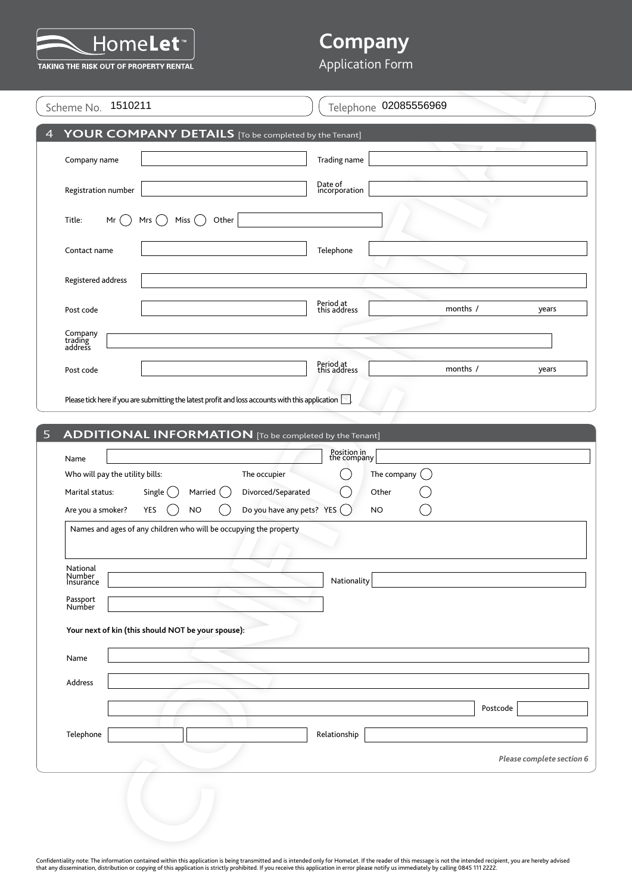# Company
## Application Form

HomeLet
TAKING THE RISK OUT OF PROPERTY RENTAL

Scheme No. 1510211

Telephone 02085556969

## 4 YOUR COMPANY DETAILS [To be completed by the Tenant]

Company name

Trading name

Registration number

Date of incorporation

Title: Mr ◯ Mrs ◯ Miss ◯ Other

Contact name

Telephone

Registered address

Post code

Period at this address months / years

Company trading address

Post code

Period at this address months / years

Please tick here if you are submitting the latest profit and loss accounts with this application ☐.

## 5 ADDITIONAL INFORMATION [To be completed by the Tenant]

Name

Position in the company

Who will pay the utility bills: The occupier ◯ The company ◯

Marital status: Single ◯ Married ◯ Divorced/Separated ◯ Other ◯

Are you a smoker? YES ◯ NO ◯ Do you have any pets? YES ◯ NO ◯

Names and ages of any children who will be occupying the property

National Insurance Number

Nationality

Passport Number

**Your next of kin (this should NOT be your spouse):**

Name

Address

Postcode

Telephone

Relationship

***Please complete section 6***

Confidentiality note: The information contained within this application is being transmitted and is intended only for HomeLet. If the reader of this message is not the intended recipient, you are hereby advised that any dissemination, distribution or copying of this application is strictly prohibited. If you receive this application in error please notify us immediately by calling 0845 111 2222.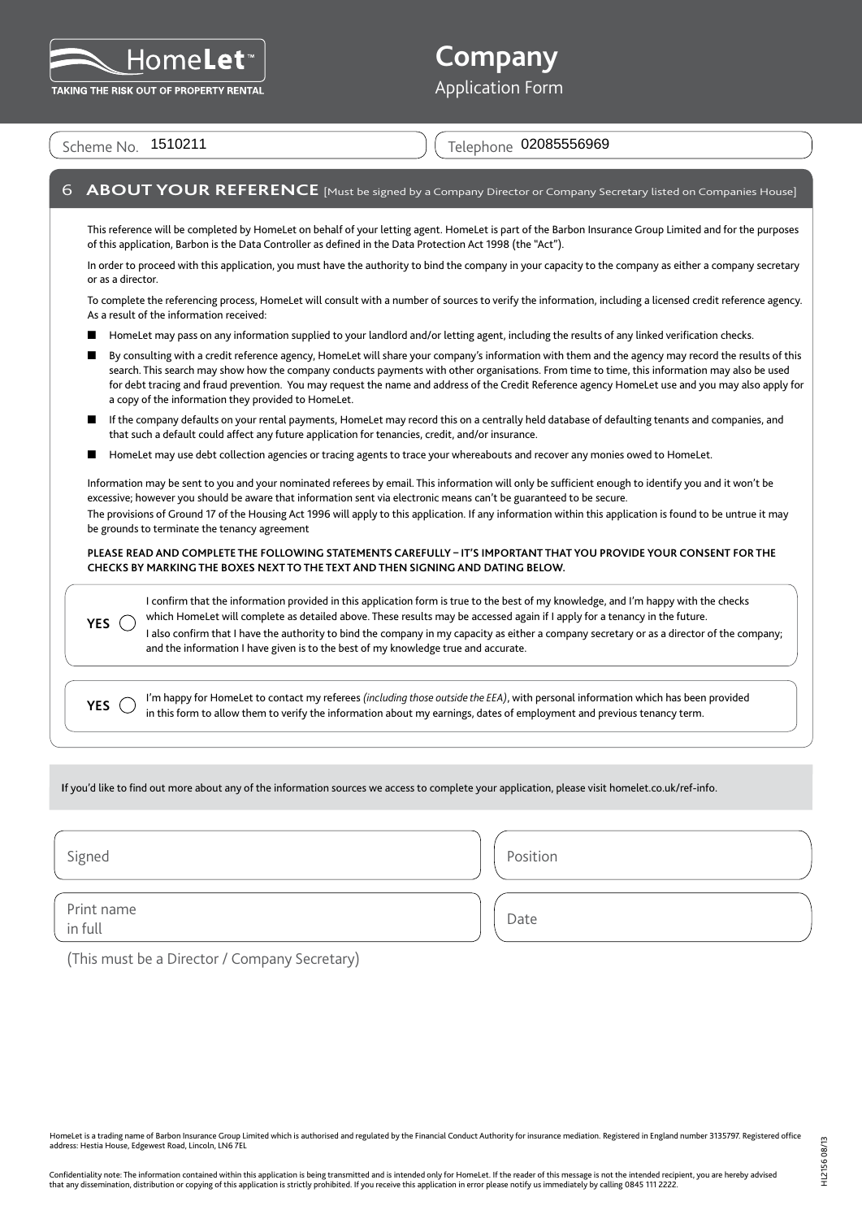# HomeLet™

TAKING THE RISK OUT OF PROPERTY RENTAL

# Company

Application Form

Scheme No. 1510211

Telephone 02085556969

## 6 ABOUT YOUR REFERENCE [Must be signed by a Company Director or Company Secretary listed on Companies House]

This reference will be completed by HomeLet on behalf of your letting agent. HomeLet is part of the Barbon Insurance Group Limited and for the purposes of this application, Barbon is the Data Controller as defined in the Data Protection Act 1998 (the "Act").

In order to proceed with this application, you must have the authority to bind the company in your capacity to the company as either a company secretary or as a director.

To complete the referencing process, HomeLet will consult with a number of sources to verify the information, including a licensed credit reference agency. As a result of the information received:

- HomeLet may pass on any information supplied to your landlord and/or letting agent, including the results of any linked verification checks.
- By consulting with a credit reference agency, HomeLet will share your company's information with them and the agency may record the results of this search. This search may show how the company conducts payments with other organisations. From time to time, this information may also be used for debt tracing and fraud prevention. You may request the name and address of the Credit Reference agency HomeLet use and you may also apply for a copy of the information they provided to HomeLet.
- If the company defaults on your rental payments, HomeLet may record this on a centrally held database of defaulting tenants and companies, and that such a default could affect any future application for tenancies, credit, and/or insurance.
- HomeLet may use debt collection agencies or tracing agents to trace your whereabouts and recover any monies owed to HomeLet.

Information may be sent to you and your nominated referees by email. This information will only be sufficient enough to identify you and it won't be excessive; however you should be aware that information sent via electronic means can't be guaranteed to be secure.

The provisions of Ground 17 of the Housing Act 1996 will apply to this application. If any information within this application is found to be untrue it may be grounds to terminate the tenancy agreement

**PLEASE READ AND COMPLETE THE FOLLOWING STATEMENTS CAREFULLY – IT'S IMPORTANT THAT YOU PROVIDE YOUR CONSENT FOR THE CHECKS BY MARKING THE BOXES NEXT TO THE TEXT AND THEN SIGNING AND DATING BELOW.**

**YES** ◯ I confirm that the information provided in this application form is true to the best of my knowledge, and I'm happy with the checks which HomeLet will complete as detailed above. These results may be accessed again if I apply for a tenancy in the future.
I also confirm that I have the authority to bind the company in my capacity as either a company secretary or as a director of the company; and the information I have given is to the best of my knowledge true and accurate.

**YES** ◯ I'm happy for HomeLet to contact my referees *(including those outside the EEA)*, with personal information which has been provided in this form to allow them to verify the information about my earnings, dates of employment and previous tenancy term.

If you'd like to find out more about any of the information sources we access to complete your application, please visit homelet.co.uk/ref-info.

Signed

Position

Print name in full

Date

(This must be a Director / Company Secretary)

HomeLet is a trading name of Barbon Insurance Group Limited which is authorised and regulated by the Financial Conduct Authority for insurance mediation. Registered in England number 3135797. Registered office address: Hestia House, Edgewest Road, Lincoln, LN6 7EL

Confidentiality note: The information contained within this application is being transmitted and is intended only for HomeLet. If the reader of this message is not the intended recipient, you are hereby advised that any dissemination, distribution or copying of this application is strictly prohibited. If you receive this application in error please notify us immediately by calling 0845 111 2222.

HL2156 08/13